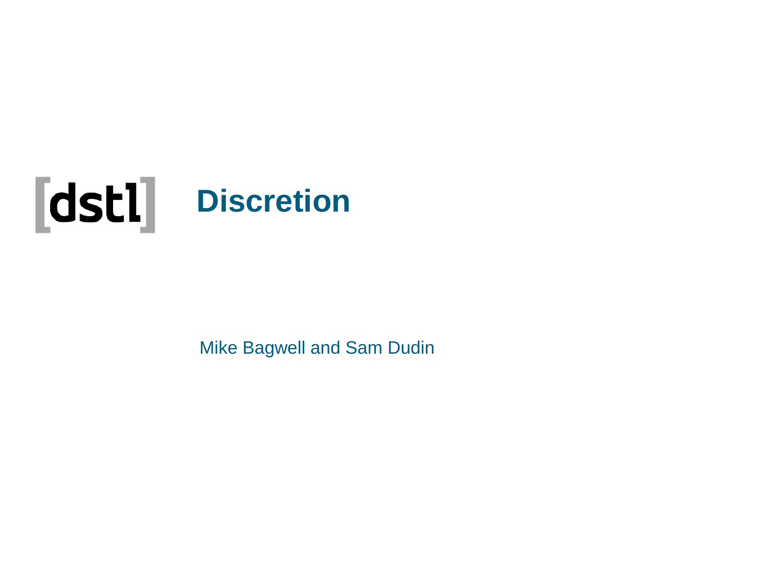[dstl]

# Discretion

Mike Bagwell and Sam Dudin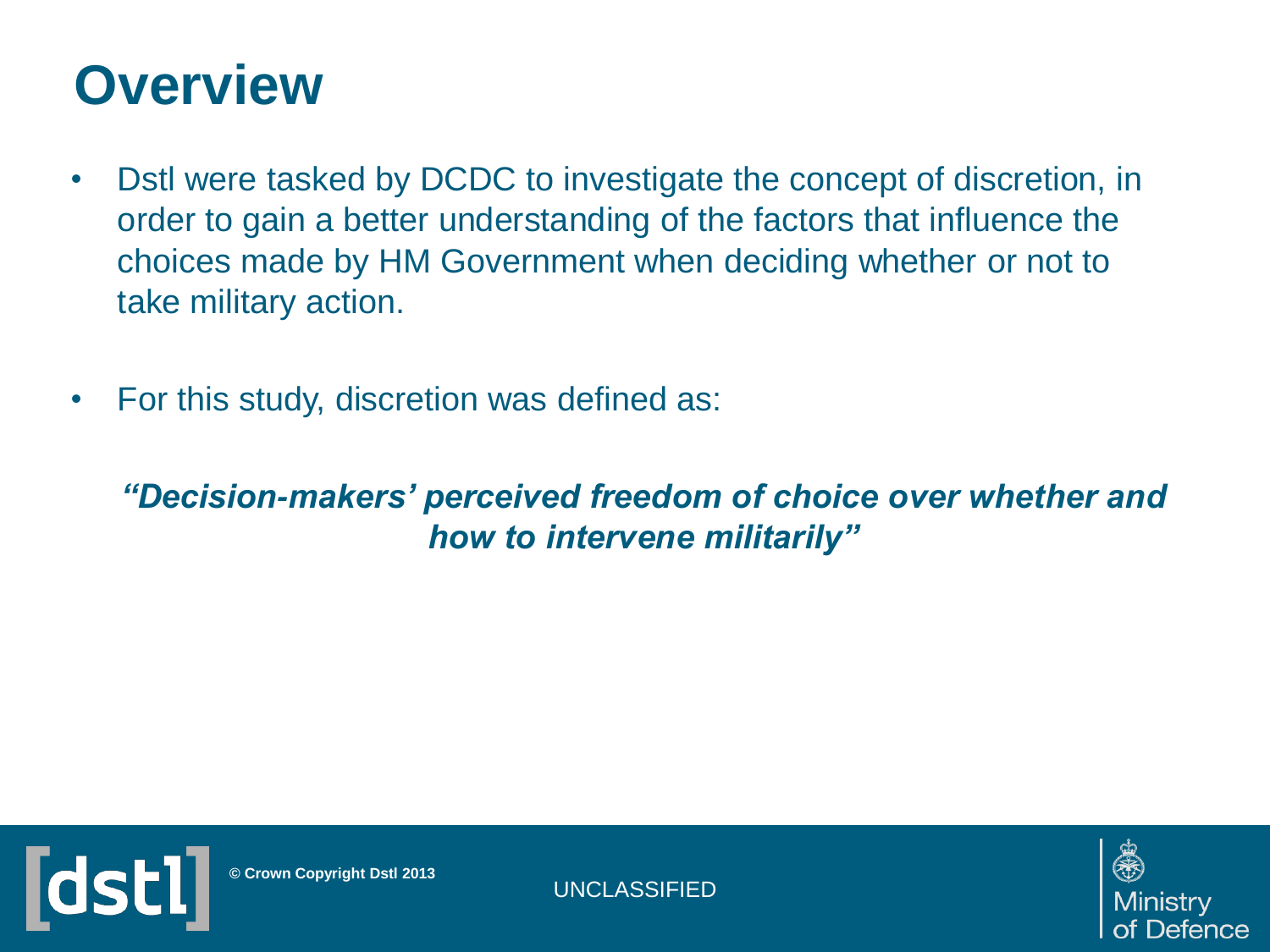# Overview

- Dstl were tasked by DCDC to investigate the concept of discretion, in order to gain a better understanding of the factors that influence the choices made by HM Government when deciding whether or not to take military action.
- For this study, discretion was defined as:

***"Decision-makers' perceived freedom of choice over whether and how to intervene militarily"***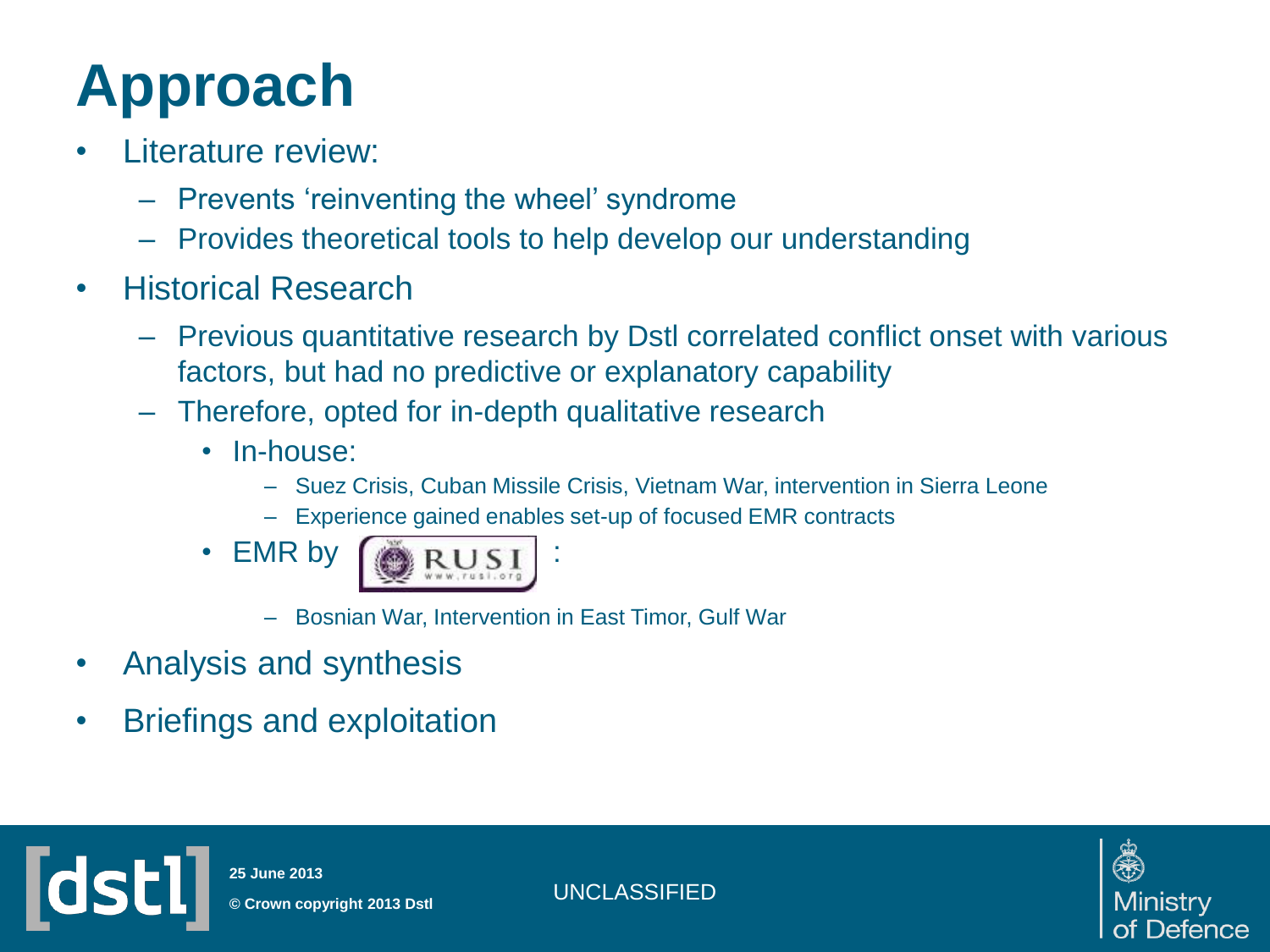# Approach

- Literature review:
  - Prevents 'reinventing the wheel' syndrome
  - Provides theoretical tools to help develop our understanding
- Historical Research
  - Previous quantitative research by Dstl correlated conflict onset with various factors, but had no predictive or explanatory capability
  - Therefore, opted for in-depth qualitative research
    - In-house:
      - Suez Crisis, Cuban Missile Crisis, Vietnam War, intervention in Sierra Leone
      - Experience gained enables set-up of focused EMR contracts
    - EMR by RUSI www.rusi.org :
      - Bosnian War, Intervention in East Timor, Gulf War
- Analysis and synthesis
- Briefings and exploitation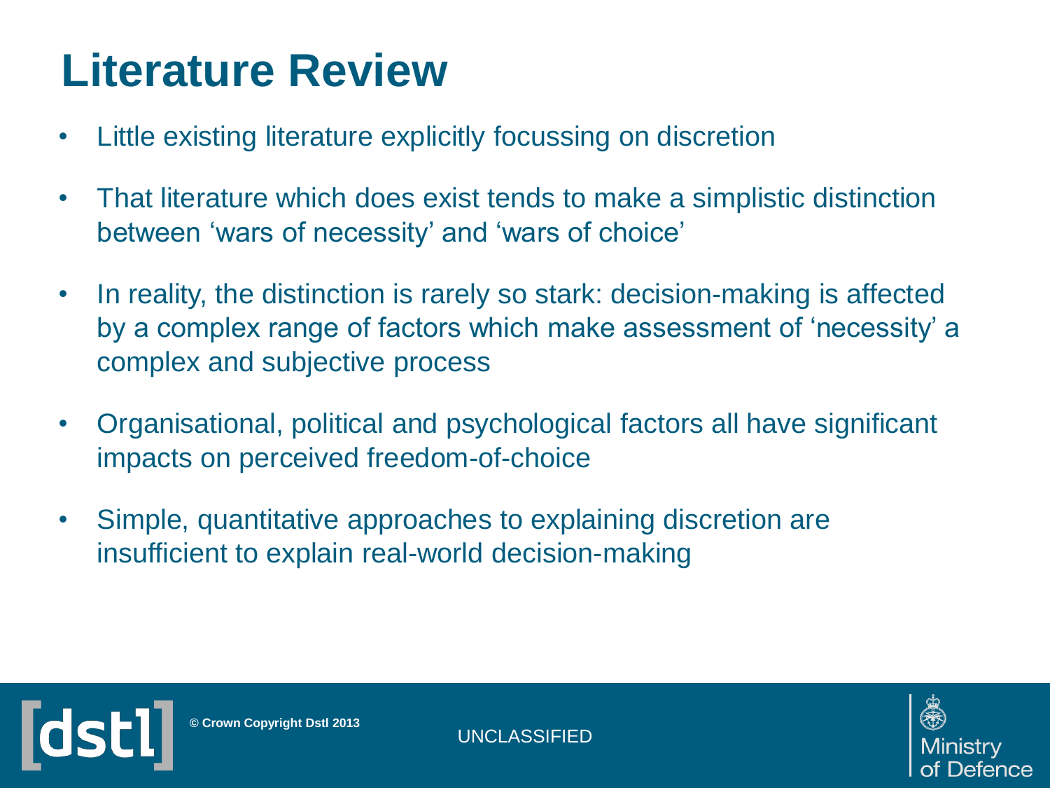# Literature Review

- Little existing literature explicitly focussing on discretion
- That literature which does exist tends to make a simplistic distinction between 'wars of necessity' and 'wars of choice'
- In reality, the distinction is rarely so stark: decision-making is affected by a complex range of factors which make assessment of 'necessity' a complex and subjective process
- Organisational, political and psychological factors all have significant impacts on perceived freedom-of-choice
- Simple, quantitative approaches to explaining discretion are insufficient to explain real-world decision-making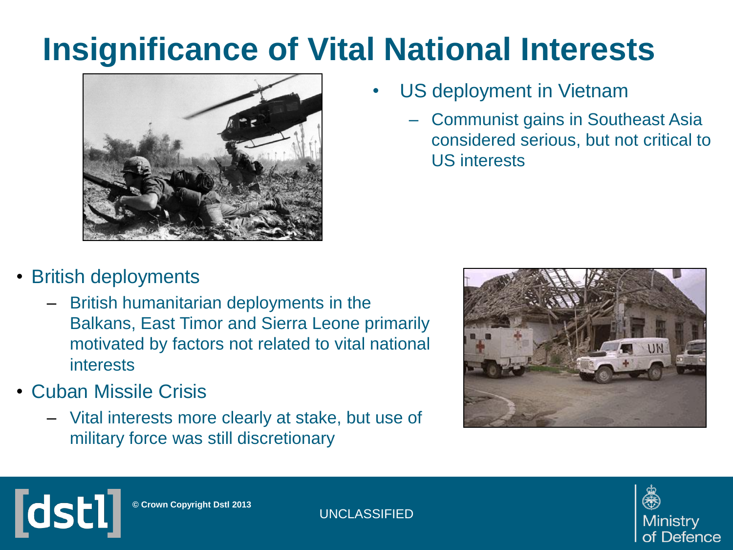# Insignificance of Vital National Interests

- US deployment in Vietnam
  - Communist gains in Southeast Asia considered serious, but not critical to US interests

- British deployments
  - British humanitarian deployments in the Balkans, East Timor and Sierra Leone primarily motivated by factors not related to vital national interests
- Cuban Missile Crisis
  - Vital interests more clearly at stake, but use of military force was still discretionary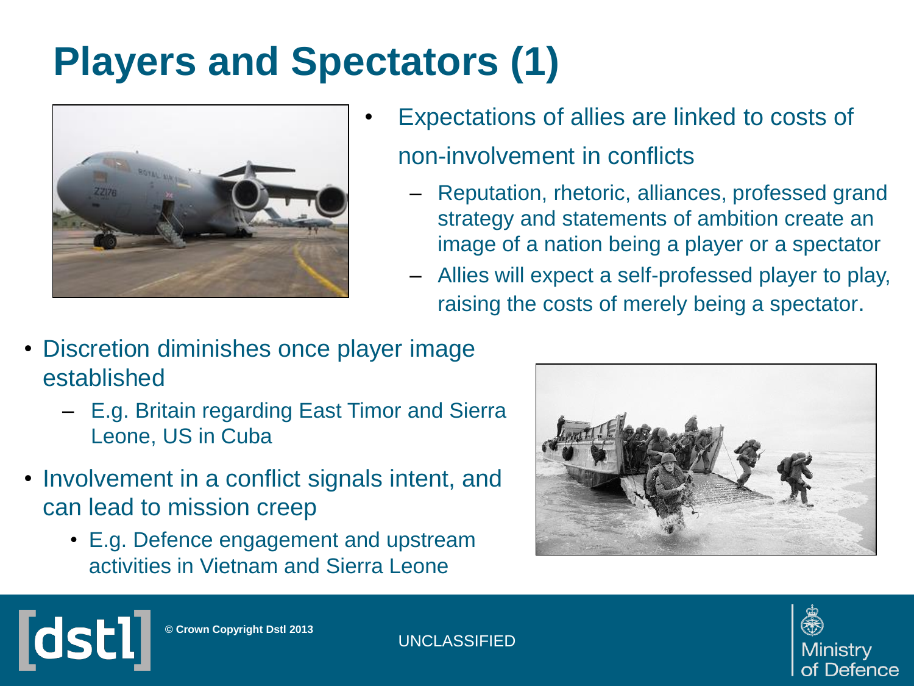# Players and Spectators (1)

- Expectations of allies are linked to costs of non-involvement in conflicts
  - Reputation, rhetoric, alliances, professed grand strategy and statements of ambition create an image of a nation being a player or a spectator
  - Allies will expect a self-professed player to play, raising the costs of merely being a spectator.
- Discretion diminishes once player image established
  - E.g. Britain regarding East Timor and Sierra Leone, US in Cuba
- Involvement in a conflict signals intent, and can lead to mission creep
  - E.g. Defence engagement and upstream activities in Vietnam and Sierra Leone

© Crown Copyright Dstl 2013

UNCLASSIFIED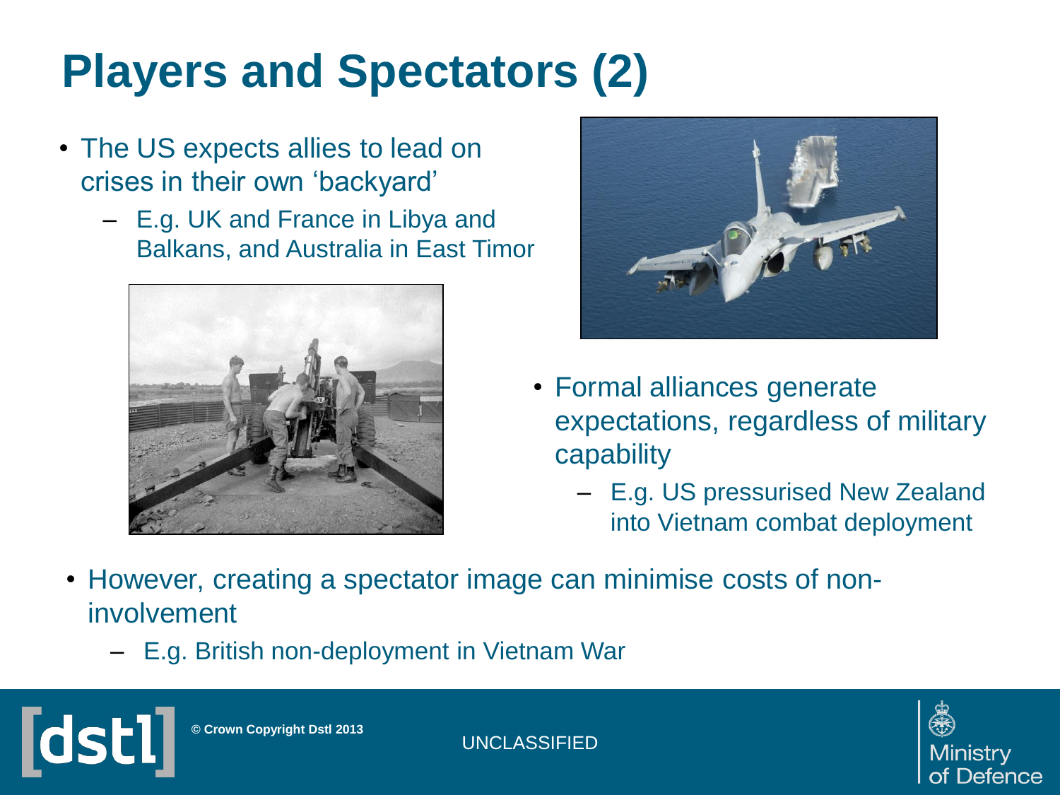# Players and Spectators (2)

- The US expects allies to lead on crises in their own 'backyard'
  - E.g. UK and France in Libya and Balkans, and Australia in East Timor
- Formal alliances generate expectations, regardless of military capability
  - E.g. US pressurised New Zealand into Vietnam combat deployment
- However, creating a spectator image can minimise costs of non-involvement
  - E.g. British non-deployment in Vietnam War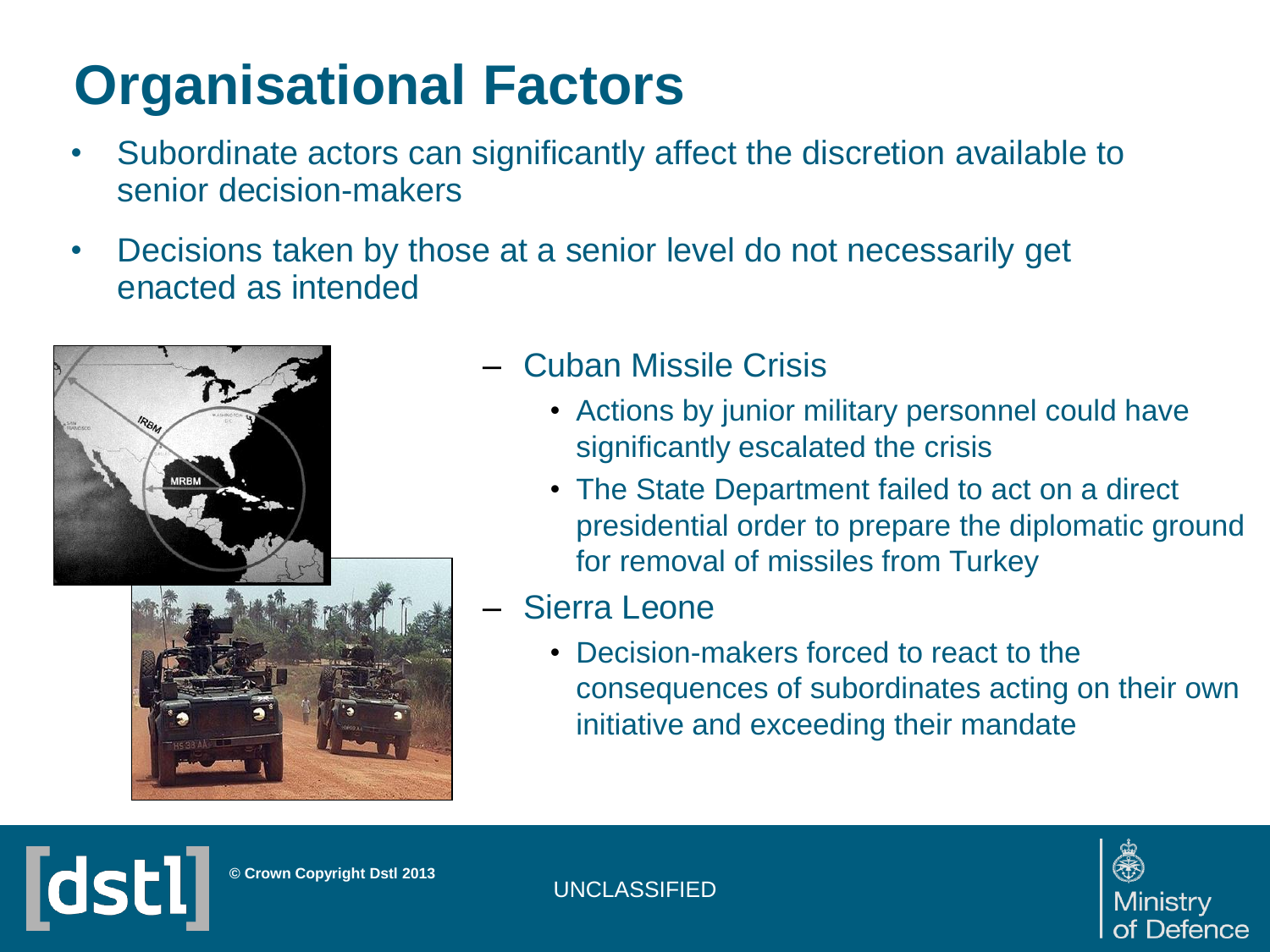# Organisational Factors

- Subordinate actors can significantly affect the discretion available to senior decision-makers
- Decisions taken by those at a senior level do not necessarily get enacted as intended
  - Cuban Missile Crisis
    - Actions by junior military personnel could have significantly escalated the crisis
    - The State Department failed to act on a direct presidential order to prepare the diplomatic ground for removal of missiles from Turkey
  - Sierra Leone
    - Decision-makers forced to react to the consequences of subordinates acting on their own initiative and exceeding their mandate

© Crown Copyright Dstl 2013

UNCLASSIFIED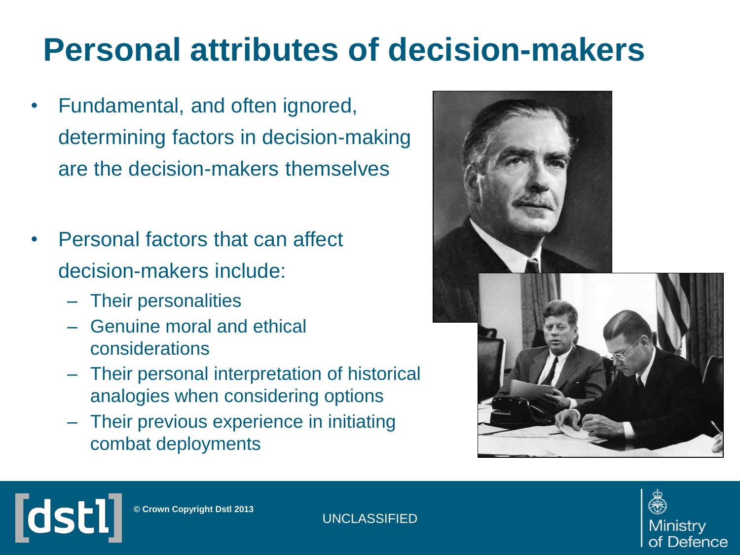# Personal attributes of decision-makers

- Fundamental, and often ignored, determining factors in decision-making are the decision-makers themselves

- Personal factors that can affect decision-makers include:
  - Their personalities
  - Genuine moral and ethical considerations
  - Their personal interpretation of historical analogies when considering options
  - Their previous experience in initiating combat deployments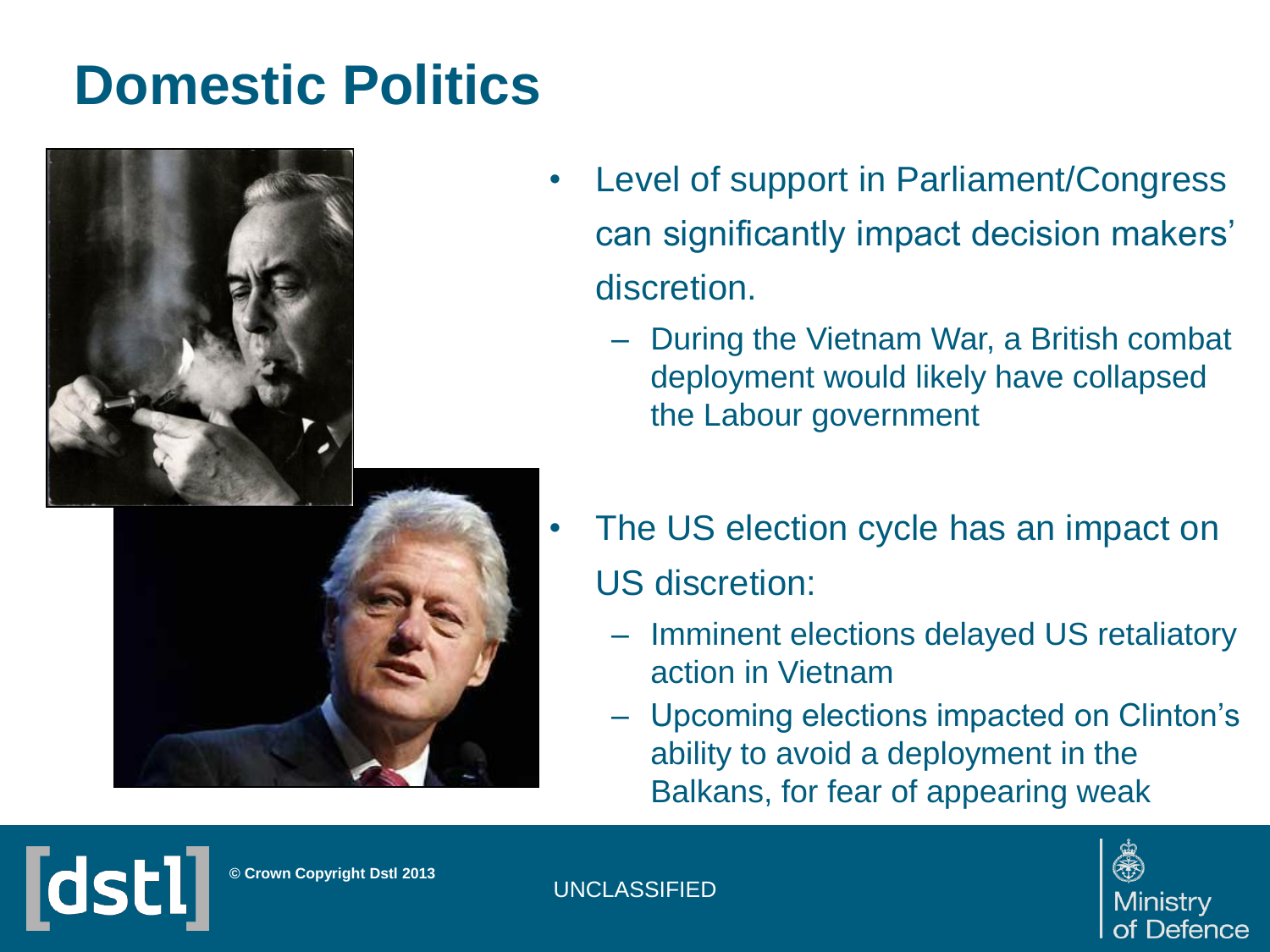# Domestic Politics

- Level of support in Parliament/Congress can significantly impact decision makers' discretion.
  - During the Vietnam War, a British combat deployment would likely have collapsed the Labour government
- The US election cycle has an impact on US discretion:
  - Imminent elections delayed US retaliatory action in Vietnam
  - Upcoming elections impacted on Clinton's ability to avoid a deployment in the Balkans, for fear of appearing weak

© Crown Copyright Dstl 2013

UNCLASSIFIED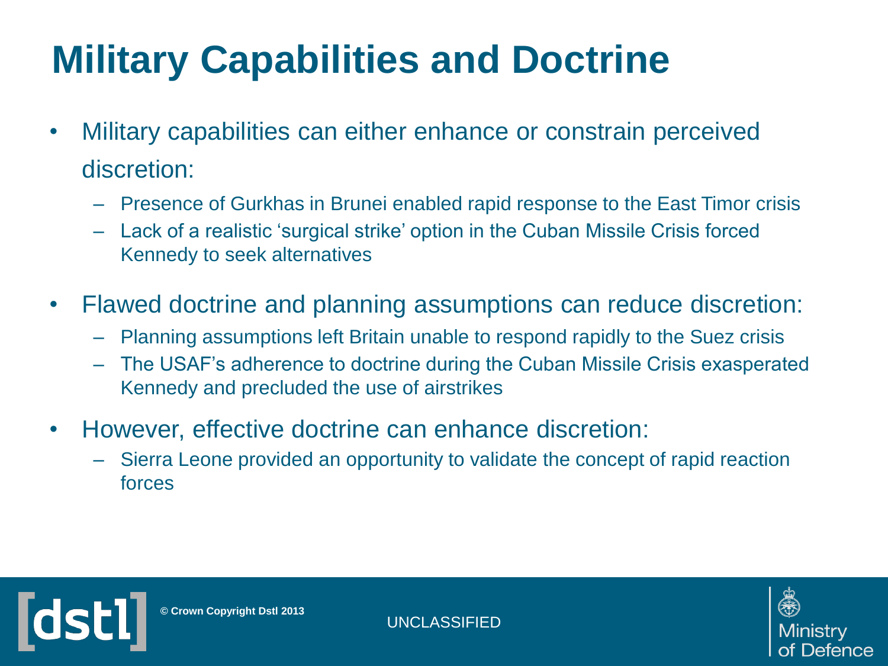# Military Capabilities and Doctrine

- Military capabilities can either enhance or constrain perceived discretion:
  - Presence of Gurkhas in Brunei enabled rapid response to the East Timor crisis
  - Lack of a realistic 'surgical strike' option in the Cuban Missile Crisis forced Kennedy to seek alternatives
- Flawed doctrine and planning assumptions can reduce discretion:
  - Planning assumptions left Britain unable to respond rapidly to the Suez crisis
  - The USAF's adherence to doctrine during the Cuban Missile Crisis exasperated Kennedy and precluded the use of airstrikes
- However, effective doctrine can enhance discretion:
  - Sierra Leone provided an opportunity to validate the concept of rapid reaction forces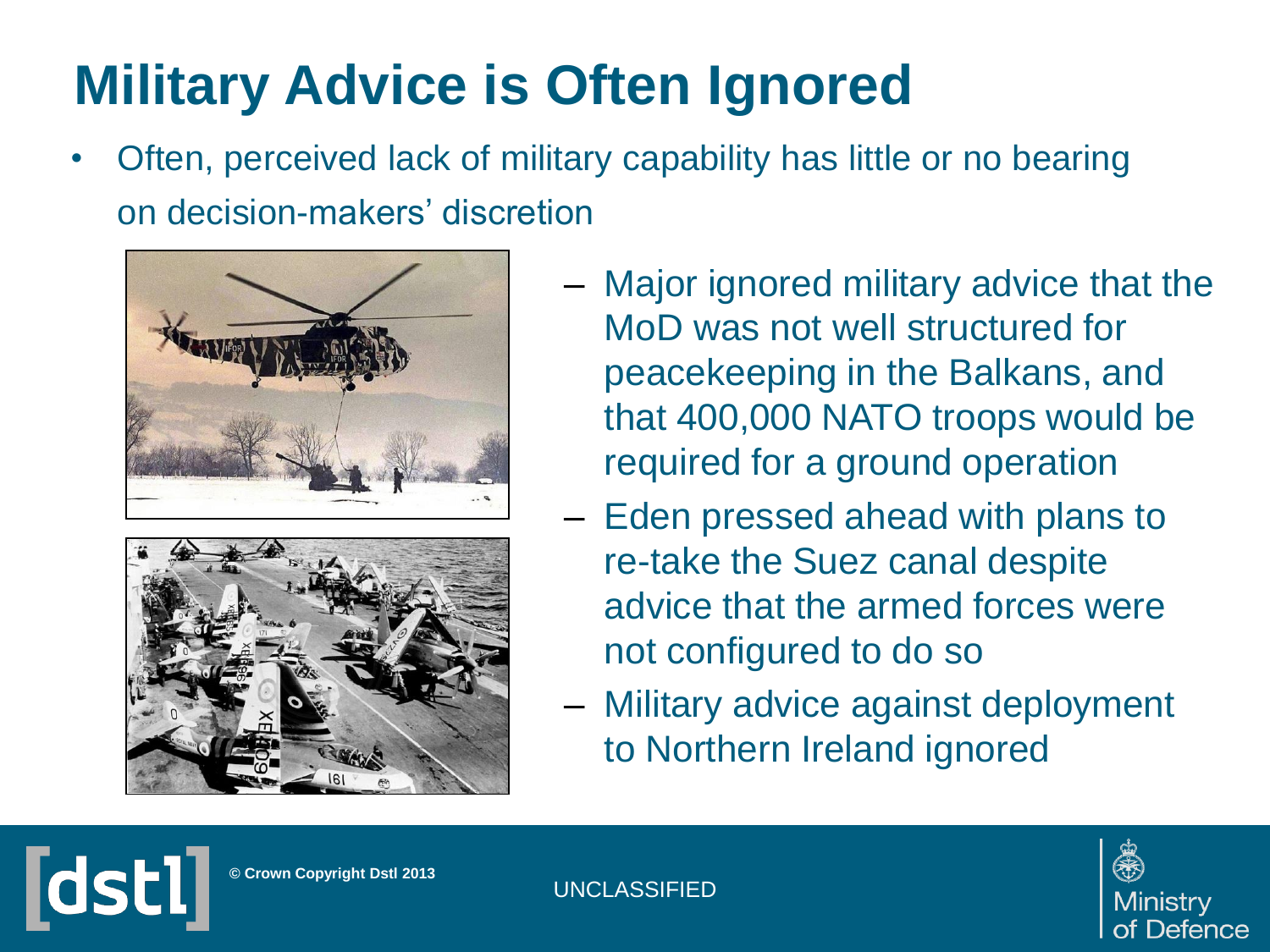# Military Advice is Often Ignored

- Often, perceived lack of military capability has little or no bearing on decision-makers' discretion
  - Major ignored military advice that the MoD was not well structured for peacekeeping in the Balkans, and that 400,000 NATO troops would be required for a ground operation
  - Eden pressed ahead with plans to re-take the Suez canal despite advice that the armed forces were not configured to do so
  - Military advice against deployment to Northern Ireland ignored

© Crown Copyright Dstl 2013

UNCLASSIFIED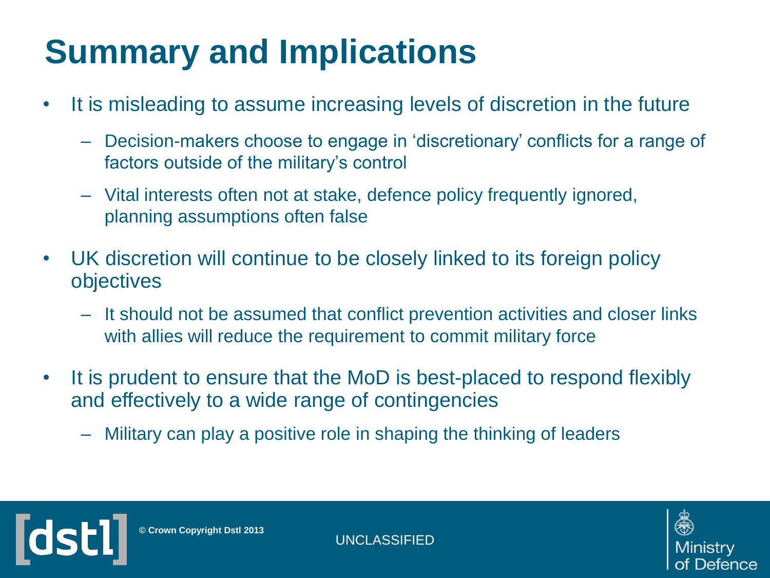# Summary and Implications

- It is misleading to assume increasing levels of discretion in the future
  - Decision-makers choose to engage in 'discretionary' conflicts for a range of factors outside of the military's control
  - Vital interests often not at stake, defence policy frequently ignored, planning assumptions often false
- UK discretion will continue to be closely linked to its foreign policy objectives
  - It should not be assumed that conflict prevention activities and closer links with allies will reduce the requirement to commit military force
- It is prudent to ensure that the MoD is best-placed to respond flexibly and effectively to a wide range of contingencies
  - Military can play a positive role in shaping the thinking of leaders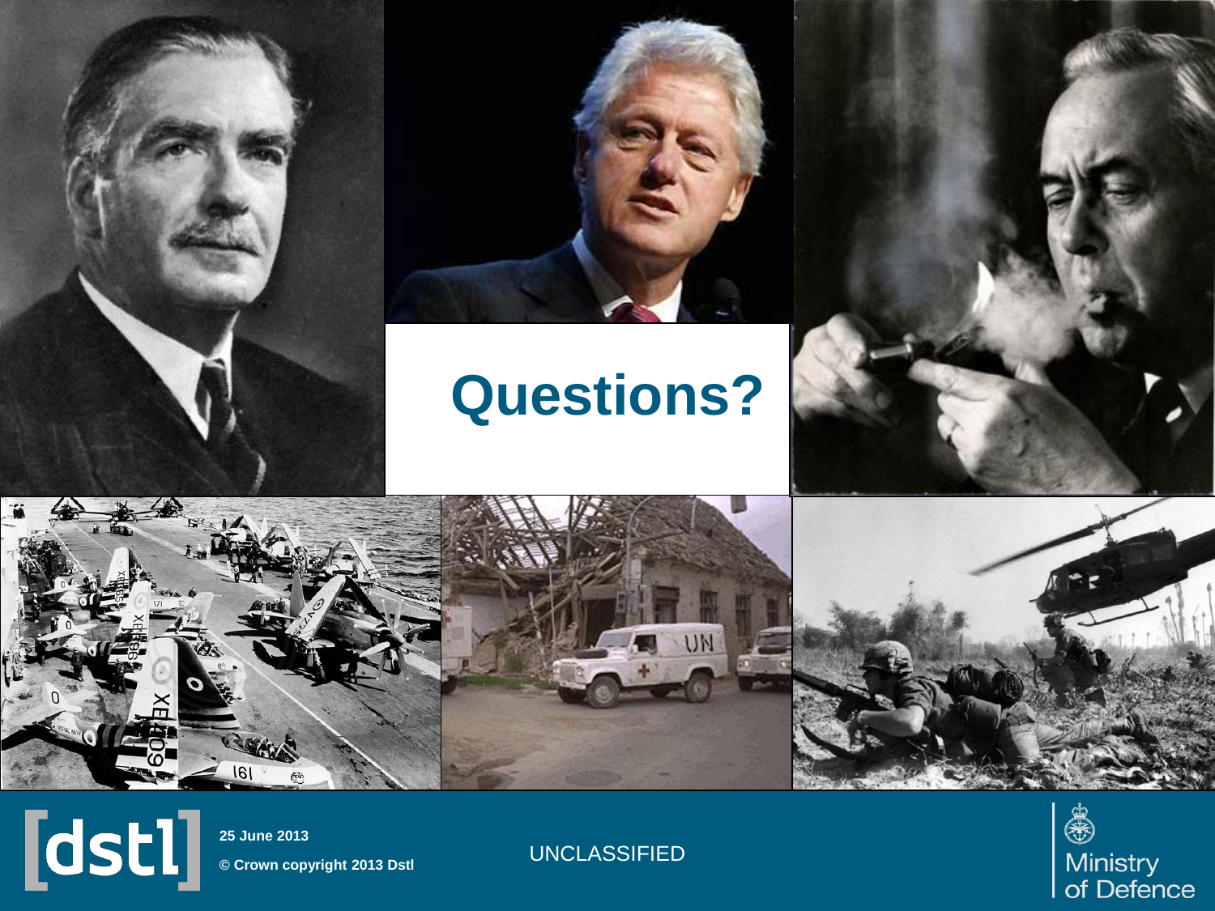# Questions?

25 June 2013

© Crown copyright 2013 Dstl

UNCLASSIFIED